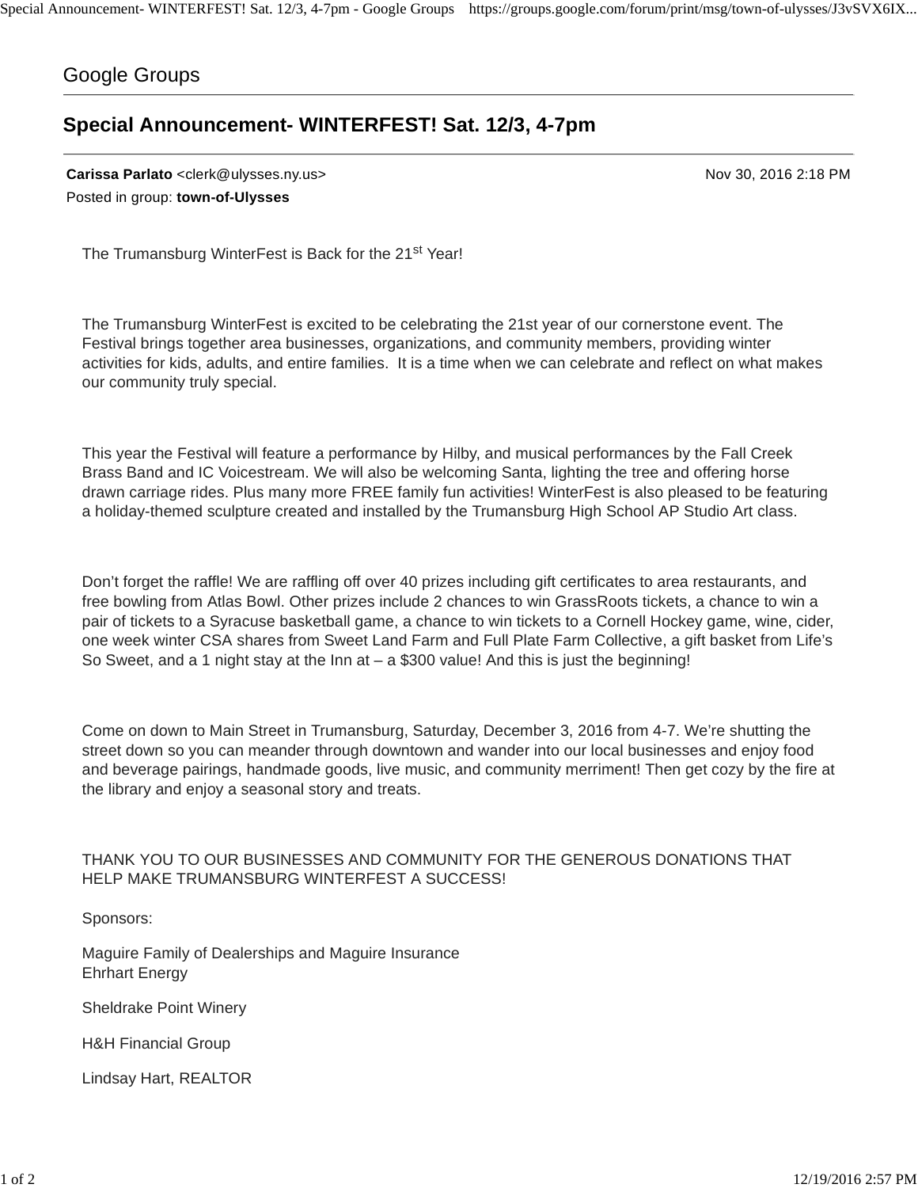Google Groups

# Special Announcement- WINTERFEST! Sat. 12/3, 4-7pm

**Carissa Parlato** <clerk@ulysses.ny.us> Nov 30, 2016 2:18 PM
Posted in group: **town-of-Ulysses**

The Trumansburg WinterFest is Back for the 21st Year!

The Trumansburg WinterFest is excited to be celebrating the 21st year of our cornerstone event. The Festival brings together area businesses, organizations, and community members, providing winter activities for kids, adults, and entire families. It is a time when we can celebrate and reflect on what makes our community truly special.

This year the Festival will feature a performance by Hilby, and musical performances by the Fall Creek Brass Band and IC Voicestream. We will also be welcoming Santa, lighting the tree and offering horse drawn carriage rides. Plus many more FREE family fun activities! WinterFest is also pleased to be featuring a holiday-themed sculpture created and installed by the Trumansburg High School AP Studio Art class.

Don't forget the raffle! We are raffling off over 40 prizes including gift certificates to area restaurants, and free bowling from Atlas Bowl. Other prizes include 2 chances to win GrassRoots tickets, a chance to win a pair of tickets to a Syracuse basketball game, a chance to win tickets to a Cornell Hockey game, wine, cider, one week winter CSA shares from Sweet Land Farm and Full Plate Farm Collective, a gift basket from Life's So Sweet, and a 1 night stay at the Inn at – a $300 value! And this is just the beginning!

Come on down to Main Street in Trumansburg, Saturday, December 3, 2016 from 4-7. We're shutting the street down so you can meander through downtown and wander into our local businesses and enjoy food and beverage pairings, handmade goods, live music, and community merriment! Then get cozy by the fire at the library and enjoy a seasonal story and treats.

THANK YOU TO OUR BUSINESSES AND COMMUNITY FOR THE GENEROUS DONATIONS THAT HELP MAKE TRUMANSBURG WINTERFEST A SUCCESS!

Sponsors:

Maguire Family of Dealerships and Maguire Insurance
Ehrhart Energy

Sheldrake Point Winery

H&H Financial Group

Lindsay Hart, REALTOR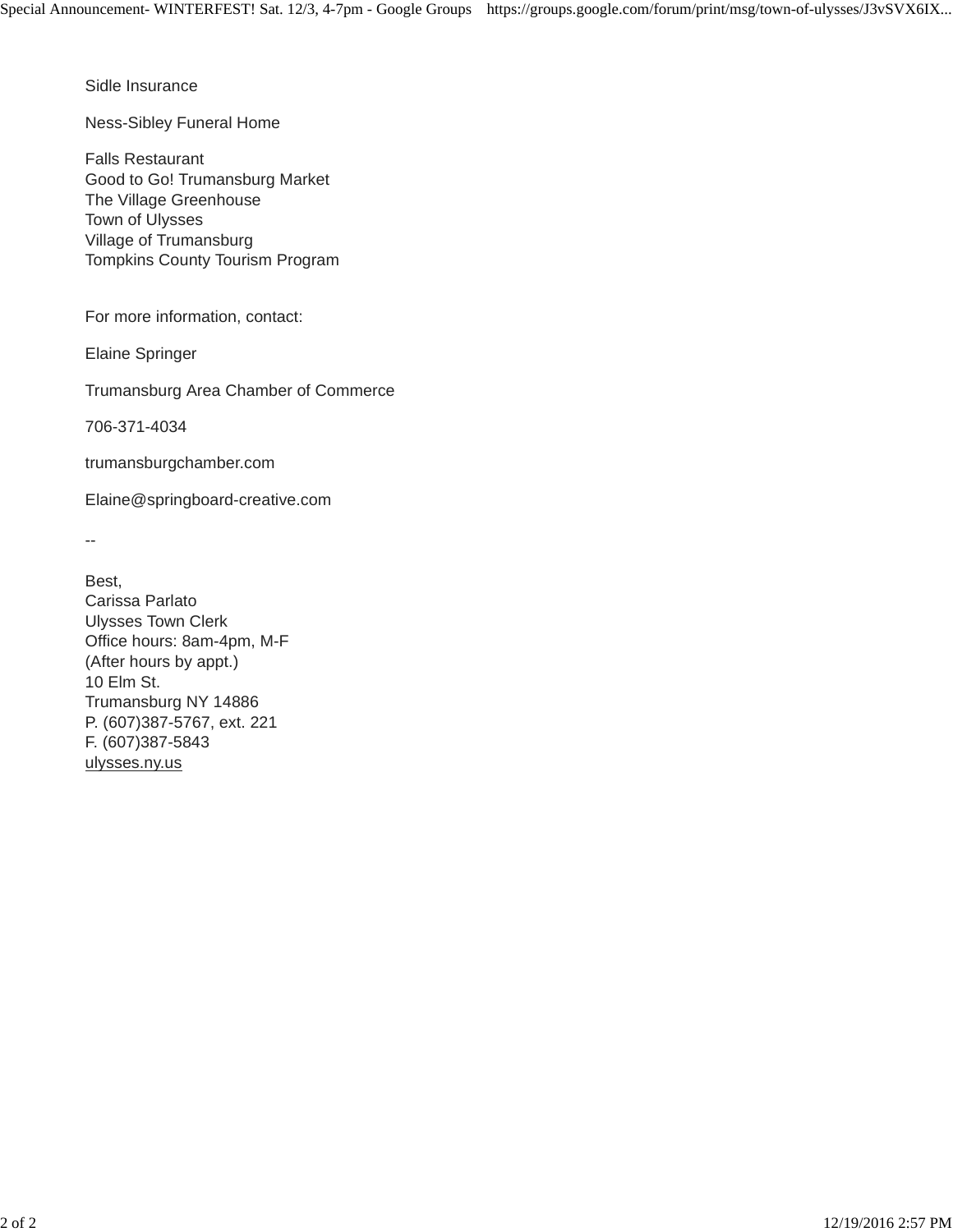Sidle Insurance

Ness-Sibley Funeral Home

Falls Restaurant
Good to Go! Trumansburg Market
The Village Greenhouse
Town of Ulysses
Village of Trumansburg
Tompkins County Tourism Program

For more information, contact:

Elaine Springer

Trumansburg Area Chamber of Commerce

706-371-4034

trumansburgchamber.com

Elaine@springboard-creative.com

--

Best,
Carissa Parlato
Ulysses Town Clerk
Office hours: 8am-4pm, M-F
(After hours by appt.)
10 Elm St.
Trumansburg NY 14886
P. (607)387-5767, ext. 221
F. (607)387-5843
ulysses.ny.us